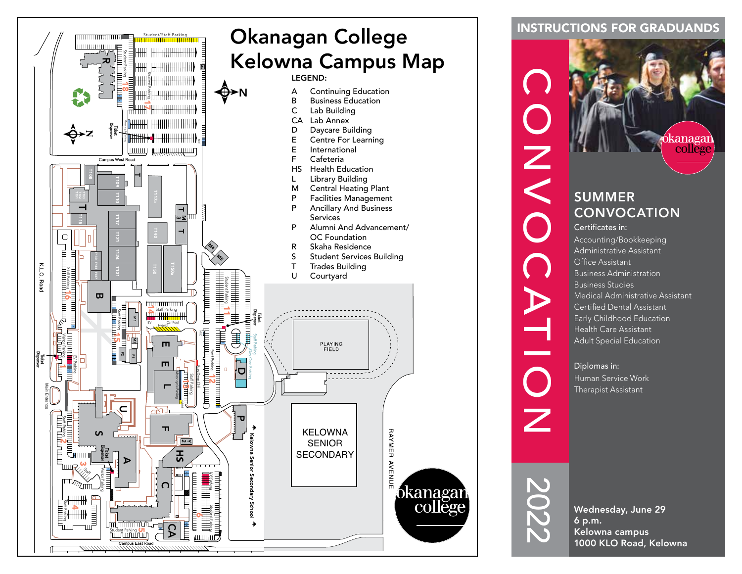# Okanagan College Kelowna Campus Map

**LEGEND:**

| | |
|---|---|
| A | Continuing Education |
| B | Business Education |
| C | Lab Building |
| CA | Lab Annex |
| D | Daycare Building |
| E | Centre For Learning |
| E | International |
| F | Cafeteria |
| HS | Health Education |
| L | Library Building |
| M | Central Heating Plant |
| P | Facilities Management |
| P | Ancillary And Business Services |
| P | Alumni And Advancement/ OC Foundation |
| R | Skaha Residence |
| S | Student Services Building |
| T | Trades Building |
| U | Courtyard |

# INSTRUCTIONS FOR GRADUANDS

# CONVOCATION 2022

## SUMMER CONVOCATION

**Certificates in:**

- Accounting/Bookkeeping
- Administrative Assistant
- Office Assistant
- Business Administration
- Business Studies
- Medical Administrative Assistant
- Certified Dental Assistant
- Early Childhood Education
- Health Care Assistant
- Adult Special Education

**Diplomas in:**

- Human Service Work
- Therapist Assistant

**Wednesday, June 29**
**6 p.m.**
**Kelowna campus**
**1000 KLO Road, Kelowna**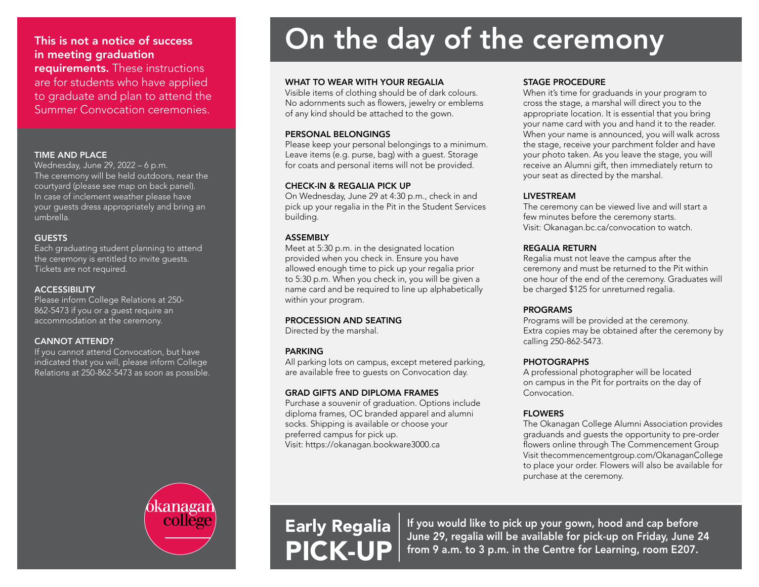**This is not a notice of success in meeting graduation requirements.** These instructions are for students who have applied to graduate and plan to attend the Summer Convocation ceremonies.

### TIME AND PLACE

Wednesday, June 29, 2022 – 6 p.m.
The ceremony will be held outdoors, near the courtyard (please see map on back panel). In case of inclement weather please have your guests dress appropriately and bring an umbrella.

### GUESTS

Each graduating student planning to attend the ceremony is entitled to invite guests. Tickets are not required.

### ACCESSIBILITY

Please inform College Relations at 250-862-5473 if you or a guest require an accommodation at the ceremony.

### CANNOT ATTEND?

If you cannot attend Convocation, but have indicated that you will, please inform College Relations at 250-862-5473 as soon as possible.

okanagan college

# On the day of the ceremony

### WHAT TO WEAR WITH YOUR REGALIA

Visible items of clothing should be of dark colours. No adornments such as flowers, jewelry or emblems of any kind should be attached to the gown.

### PERSONAL BELONGINGS

Please keep your personal belongings to a minimum. Leave items (e.g. purse, bag) with a guest. Storage for coats and personal items will not be provided.

### CHECK-IN & REGALIA PICK UP

On Wednesday, June 29 at 4:30 p.m., check in and pick up your regalia in the Pit in the Student Services building.

### ASSEMBLY

Meet at 5:30 p.m. in the designated location provided when you check in. Ensure you have allowed enough time to pick up your regalia prior to 5:30 p.m. When you check in, you will be given a name card and be required to line up alphabetically within your program.

### PROCESSION AND SEATING

Directed by the marshal.

### PARKING

All parking lots on campus, except metered parking, are available free to guests on Convocation day.

### GRAD GIFTS AND DIPLOMA FRAMES

Purchase a souvenir of graduation. Options include diploma frames, OC branded apparel and alumni socks. Shipping is available or choose your preferred campus for pick up.
Visit: https://okanagan.bookware3000.ca

### STAGE PROCEDURE

When it's time for graduands in your program to cross the stage, a marshal will direct you to the appropriate location. It is essential that you bring your name card with you and hand it to the reader. When your name is announced, you will walk across the stage, receive your parchment folder and have your photo taken. As you leave the stage, you will receive an Alumni gift, then immediately return to your seat as directed by the marshal.

### LIVESTREAM

The ceremony can be viewed live and will start a few minutes before the ceremony starts.
Visit: Okanagan.bc.ca/convocation to watch.

### REGALIA RETURN

Regalia must not leave the campus after the ceremony and must be returned to the Pit within one hour of the end of the ceremony. Graduates will be charged $125 for unreturned regalia.

### PROGRAMS

Programs will be provided at the ceremony. Extra copies may be obtained after the ceremony by calling 250-862-5473.

### PHOTOGRAPHS

A professional photographer will be located on campus in the Pit for portraits on the day of Convocation.

### FLOWERS

The Okanagan College Alumni Association provides graduands and guests the opportunity to pre-order flowers online through The Commencement Group Visit thecommencementgroup.com/OkanaganCollege to place your order. Flowers will also be available for purchase at the ceremony.

## Early Regalia PICK-UP

**If you would like to pick up your gown, hood and cap before June 29, regalia will be available for pick-up on Friday, June 24 from 9 a.m. to 3 p.m. in the Centre for Learning, room E207.**